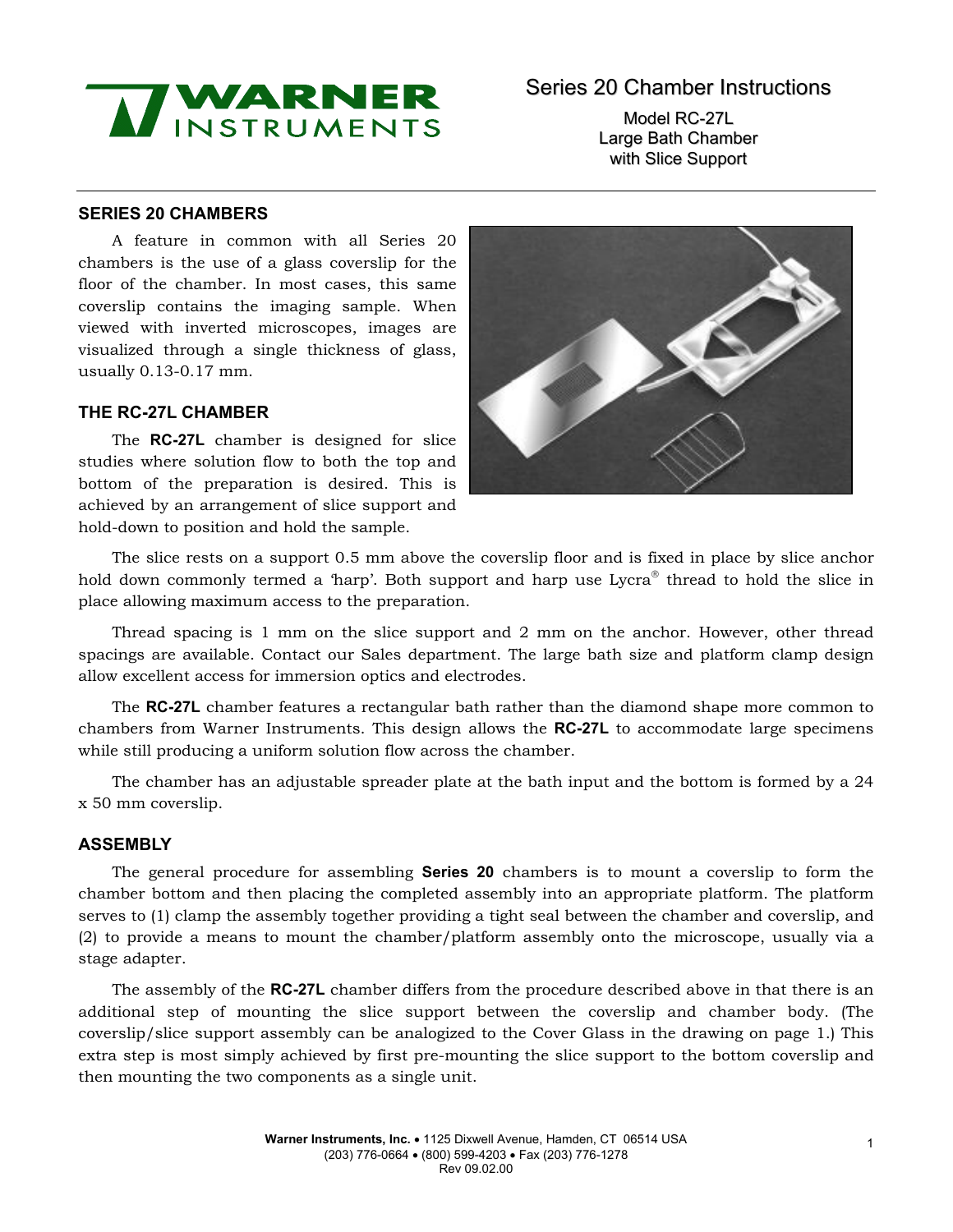# Series 20 Chamber Instructions

Model RC-27L
Large Bath Chamber
with Slice Support

## SERIES 20 CHAMBERS

A feature in common with all Series 20 chambers is the use of a glass coverslip for the floor of the chamber. In most cases, this same coverslip contains the imaging sample. When viewed with inverted microscopes, images are visualized through a single thickness of glass, usually 0.13-0.17 mm.

## THE RC-27L CHAMBER

The **RC-27L** chamber is designed for slice studies where solution flow to both the top and bottom of the preparation is desired. This is achieved by an arrangement of slice support and hold-down to position and hold the sample.

The slice rests on a support 0.5 mm above the coverslip floor and is fixed in place by slice anchor hold down commonly termed a 'harp'. Both support and harp use Lycra® thread to hold the slice in place allowing maximum access to the preparation.

Thread spacing is 1 mm on the slice support and 2 mm on the anchor. However, other thread spacings are available. Contact our Sales department. The large bath size and platform clamp design allow excellent access for immersion optics and electrodes.

The **RC-27L** chamber features a rectangular bath rather than the diamond shape more common to chambers from Warner Instruments. This design allows the **RC-27L** to accommodate large specimens while still producing a uniform solution flow across the chamber.

The chamber has an adjustable spreader plate at the bath input and the bottom is formed by a 24 x 50 mm coverslip.

## ASSEMBLY

The general procedure for assembling **Series 20** chambers is to mount a coverslip to form the chamber bottom and then placing the completed assembly into an appropriate platform. The platform serves to (1) clamp the assembly together providing a tight seal between the chamber and coverslip, and (2) to provide a means to mount the chamber/platform assembly onto the microscope, usually via a stage adapter.

The assembly of the **RC-27L** chamber differs from the procedure described above in that there is an additional step of mounting the slice support between the coverslip and chamber body. (The coverslip/slice support assembly can be analogized to the Cover Glass in the drawing on page 1.) This extra step is most simply achieved by first pre-mounting the slice support to the bottom coverslip and then mounting the two components as a single unit.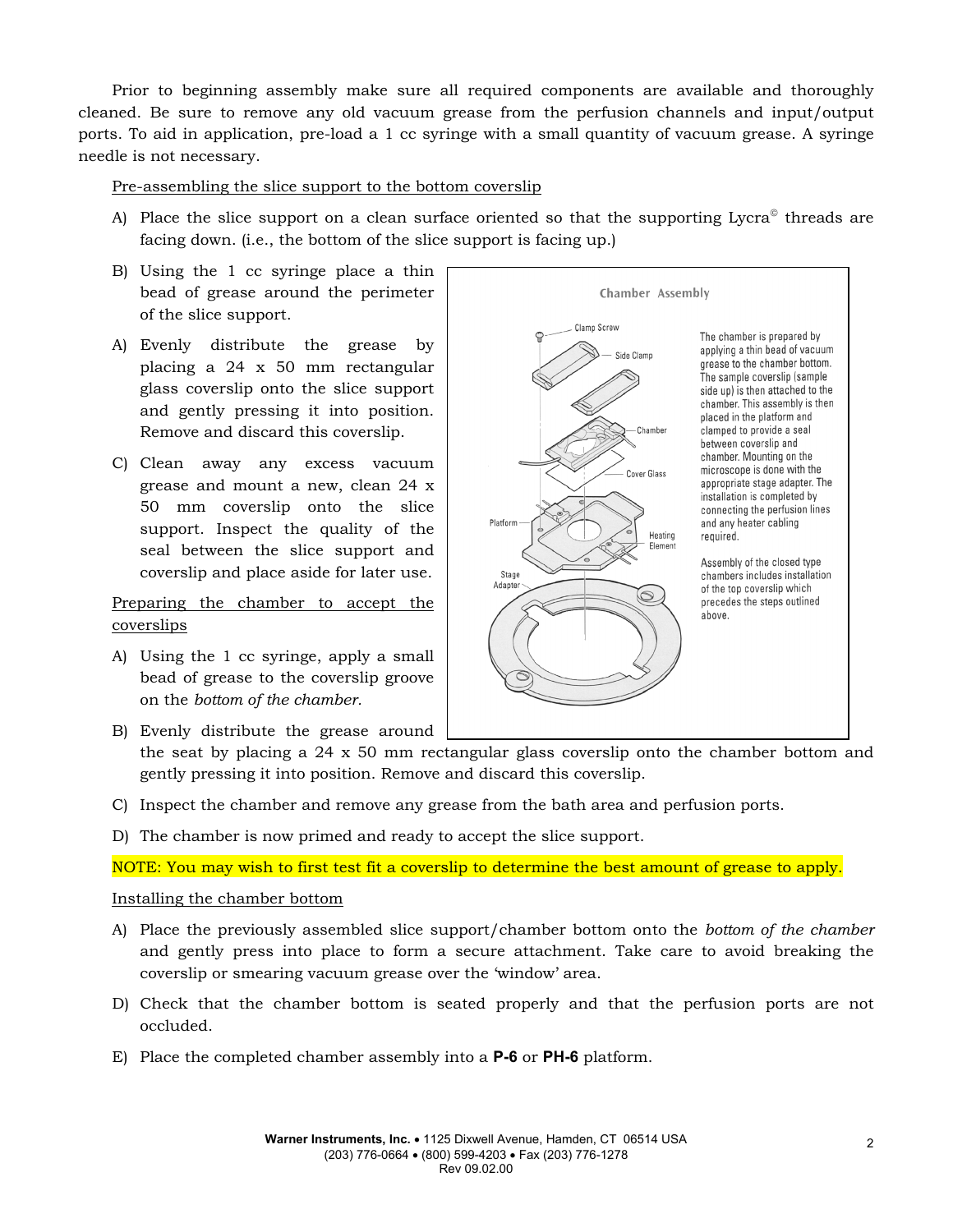Prior to beginning assembly make sure all required components are available and thoroughly cleaned. Be sure to remove any old vacuum grease from the perfusion channels and input/output ports. To aid in application, pre-load a 1 cc syringe with a small quantity of vacuum grease. A syringe needle is not necessary.

<u>Pre-assembling the slice support to the bottom coverslip</u>

A) Place the slice support on a clean surface oriented so that the supporting Lycra© threads are facing down. (i.e., the bottom of the slice support is facing up.)

B) Using the 1 cc syringe place a thin bead of grease around the perimeter of the slice support.

A) Evenly distribute the grease by placing a 24 x 50 mm rectangular glass coverslip onto the slice support and gently pressing it into position. Remove and discard this coverslip.

C) Clean away any excess vacuum grease and mount a new, clean 24 x 50 mm coverslip onto the slice support. Inspect the quality of the seal between the slice support and coverslip and place aside for later use.

**Chamber Assembly**

The chamber is prepared by applying a thin bead of vacuum grease to the chamber bottom. The sample coverslip (sample side up) is then attached to the chamber. This assembly is then placed in the platform and clamped to provide a seal between coverslip and chamber. Mounting on the microscope is done with the appropriate stage adapter. The installation is completed by connecting the perfusion lines and any heater cabling required.

Assembly of the closed type chambers includes installation of the top coverslip which precedes the steps outlined above.

<u>Preparing the chamber to accept the coverslips</u>

A) Using the 1 cc syringe, apply a small bead of grease to the coverslip groove on the *bottom of the chamber.*

B) Evenly distribute the grease around the seat by placing a 24 x 50 mm rectangular glass coverslip onto the chamber bottom and gently pressing it into position. Remove and discard this coverslip.

C) Inspect the chamber and remove any grease from the bath area and perfusion ports.

D) The chamber is now primed and ready to accept the slice support.

NOTE: You may wish to first test fit a coverslip to determine the best amount of grease to apply.

<u>Installing the chamber bottom</u>

A) Place the previously assembled slice support/chamber bottom onto the *bottom of the chamber* and gently press into place to form a secure attachment. Take care to avoid breaking the coverslip or smearing vacuum grease over the 'window' area.

D) Check that the chamber bottom is seated properly and that the perfusion ports are not occluded.

E) Place the completed chamber assembly into a **P-6** or **PH-6** platform.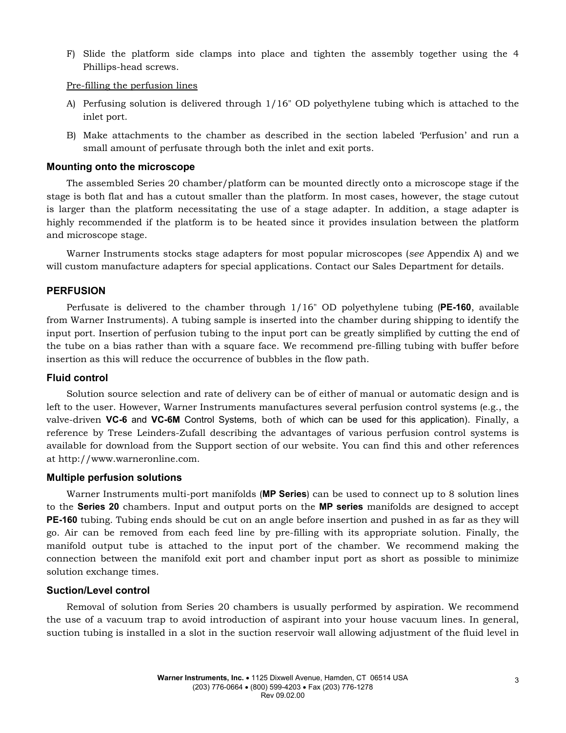F) Slide the platform side clamps into place and tighten the assembly together using the 4 Phillips-head screws.

Pre-filling the perfusion lines

A) Perfusing solution is delivered through 1/16" OD polyethylene tubing which is attached to the inlet port.

B) Make attachments to the chamber as described in the section labeled 'Perfusion' and run a small amount of perfusate through both the inlet and exit ports.

### Mounting onto the microscope

The assembled Series 20 chamber/platform can be mounted directly onto a microscope stage if the stage is both flat and has a cutout smaller than the platform. In most cases, however, the stage cutout is larger than the platform necessitating the use of a stage adapter. In addition, a stage adapter is highly recommended if the platform is to be heated since it provides insulation between the platform and microscope stage.

Warner Instruments stocks stage adapters for most popular microscopes (*see* Appendix A) and we will custom manufacture adapters for special applications. Contact our Sales Department for details.

## PERFUSION

Perfusate is delivered to the chamber through 1/16" OD polyethylene tubing (**PE-160**, available from Warner Instruments). A tubing sample is inserted into the chamber during shipping to identify the input port. Insertion of perfusion tubing to the input port can be greatly simplified by cutting the end of the tube on a bias rather than with a square face. We recommend pre-filling tubing with buffer before insertion as this will reduce the occurrence of bubbles in the flow path.

### Fluid control

Solution source selection and rate of delivery can be of either of manual or automatic design and is left to the user. However, Warner Instruments manufactures several perfusion control systems (e.g., the valve-driven **VC-6** and **VC-6M** Control Systems, both of which can be used for this application). Finally, a reference by Trese Leinders-Zufall describing the advantages of various perfusion control systems is available for download from the Support section of our website. You can find this and other references at http://www.warneronline.com.

### Multiple perfusion solutions

Warner Instruments multi-port manifolds (**MP Series**) can be used to connect up to 8 solution lines to the **Series 20** chambers. Input and output ports on the **MP series** manifolds are designed to accept **PE-160** tubing. Tubing ends should be cut on an angle before insertion and pushed in as far as they will go. Air can be removed from each feed line by pre-filling with its appropriate solution. Finally, the manifold output tube is attached to the input port of the chamber. We recommend making the connection between the manifold exit port and chamber input port as short as possible to minimize solution exchange times.

### Suction/Level control

Removal of solution from Series 20 chambers is usually performed by aspiration. We recommend the use of a vacuum trap to avoid introduction of aspirant into your house vacuum lines. In general, suction tubing is installed in a slot in the suction reservoir wall allowing adjustment of the fluid level in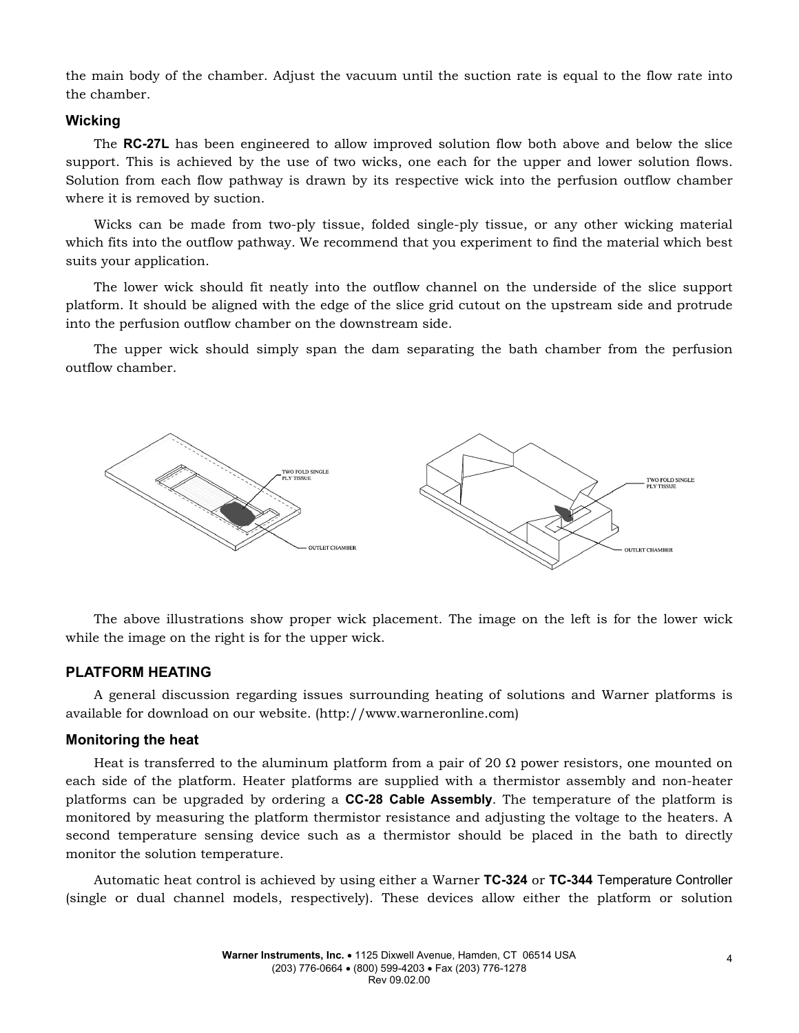the main body of the chamber. Adjust the vacuum until the suction rate is equal to the flow rate into the chamber.

### Wicking

The **RC-27L** has been engineered to allow improved solution flow both above and below the slice support. This is achieved by the use of two wicks, one each for the upper and lower solution flows. Solution from each flow pathway is drawn by its respective wick into the perfusion outflow chamber where it is removed by suction.

Wicks can be made from two-ply tissue, folded single-ply tissue, or any other wicking material which fits into the outflow pathway. We recommend that you experiment to find the material which best suits your application.

The lower wick should fit neatly into the outflow channel on the underside of the slice support platform. It should be aligned with the edge of the slice grid cutout on the upstream side and protrude into the perfusion outflow chamber on the downstream side.

The upper wick should simply span the dam separating the bath chamber from the perfusion outflow chamber.

TWO FOLD SINGLE PLY TISSUE

OUTLET CHAMBER

TWO FOLD SINGLE PLY TISSUE

OUTLET CHAMBER

The above illustrations show proper wick placement. The image on the left is for the lower wick while the image on the right is for the upper wick.

## PLATFORM HEATING

A general discussion regarding issues surrounding heating of solutions and Warner platforms is available for download on our website. (http://www.warneronline.com)

### Monitoring the heat

Heat is transferred to the aluminum platform from a pair of 20 Ω power resistors, one mounted on each side of the platform. Heater platforms are supplied with a thermistor assembly and non-heater platforms can be upgraded by ordering a **CC-28 Cable Assembly**. The temperature of the platform is monitored by measuring the platform thermistor resistance and adjusting the voltage to the heaters. A second temperature sensing device such as a thermistor should be placed in the bath to directly monitor the solution temperature.

Automatic heat control is achieved by using either a Warner **TC-324** or **TC-344** Temperature Controller (single or dual channel models, respectively). These devices allow either the platform or solution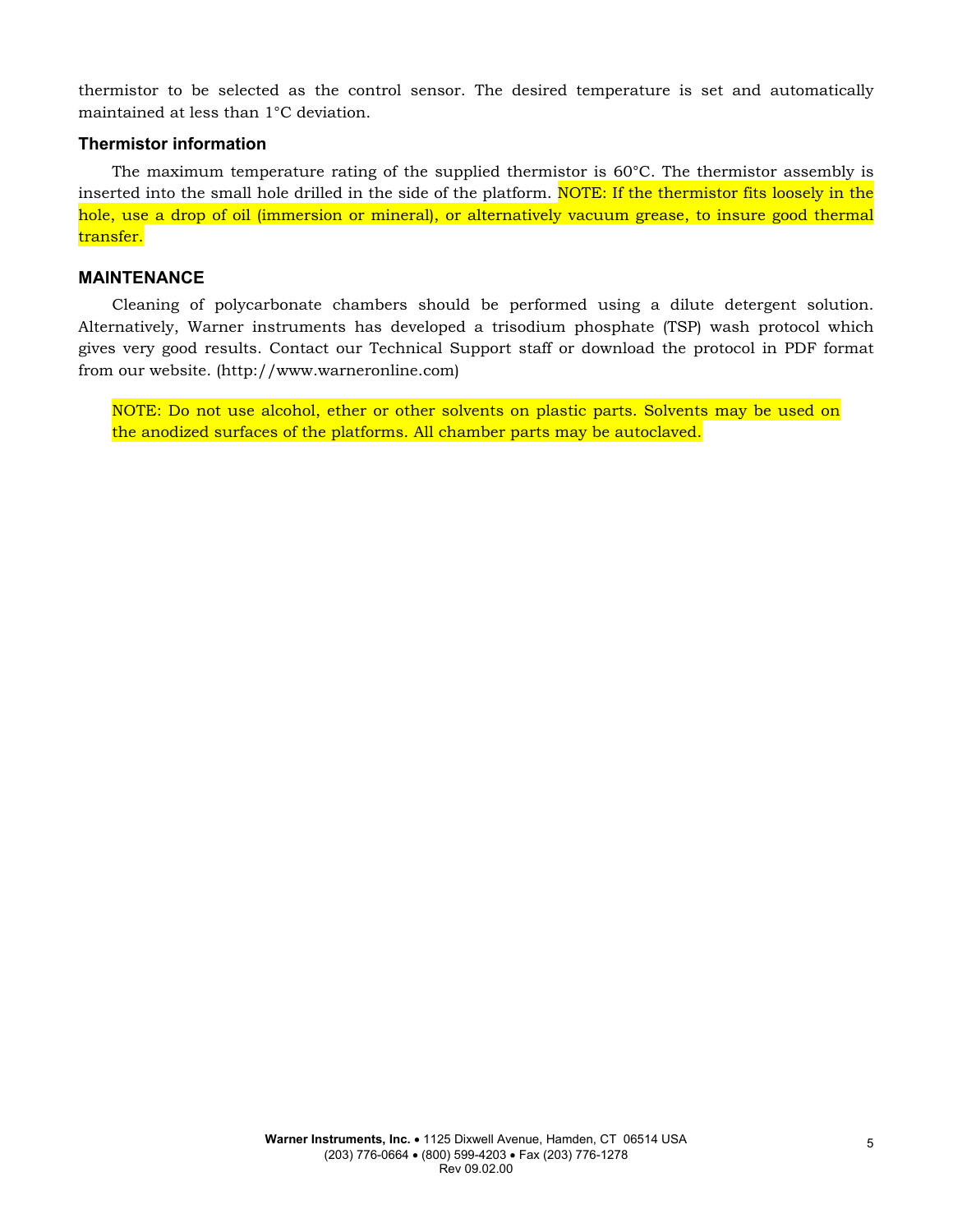thermistor to be selected as the control sensor. The desired temperature is set and automatically maintained at less than 1°C deviation.

### Thermistor information

The maximum temperature rating of the supplied thermistor is 60°C. The thermistor assembly is inserted into the small hole drilled in the side of the platform. NOTE: If the thermistor fits loosely in the hole, use a drop of oil (immersion or mineral), or alternatively vacuum grease, to insure good thermal transfer.

## MAINTENANCE

Cleaning of polycarbonate chambers should be performed using a dilute detergent solution. Alternatively, Warner instruments has developed a trisodium phosphate (TSP) wash protocol which gives very good results. Contact our Technical Support staff or download the protocol in PDF format from our website. (http://www.warneronline.com)

NOTE: Do not use alcohol, ether or other solvents on plastic parts. Solvents may be used on the anodized surfaces of the platforms. All chamber parts may be autoclaved.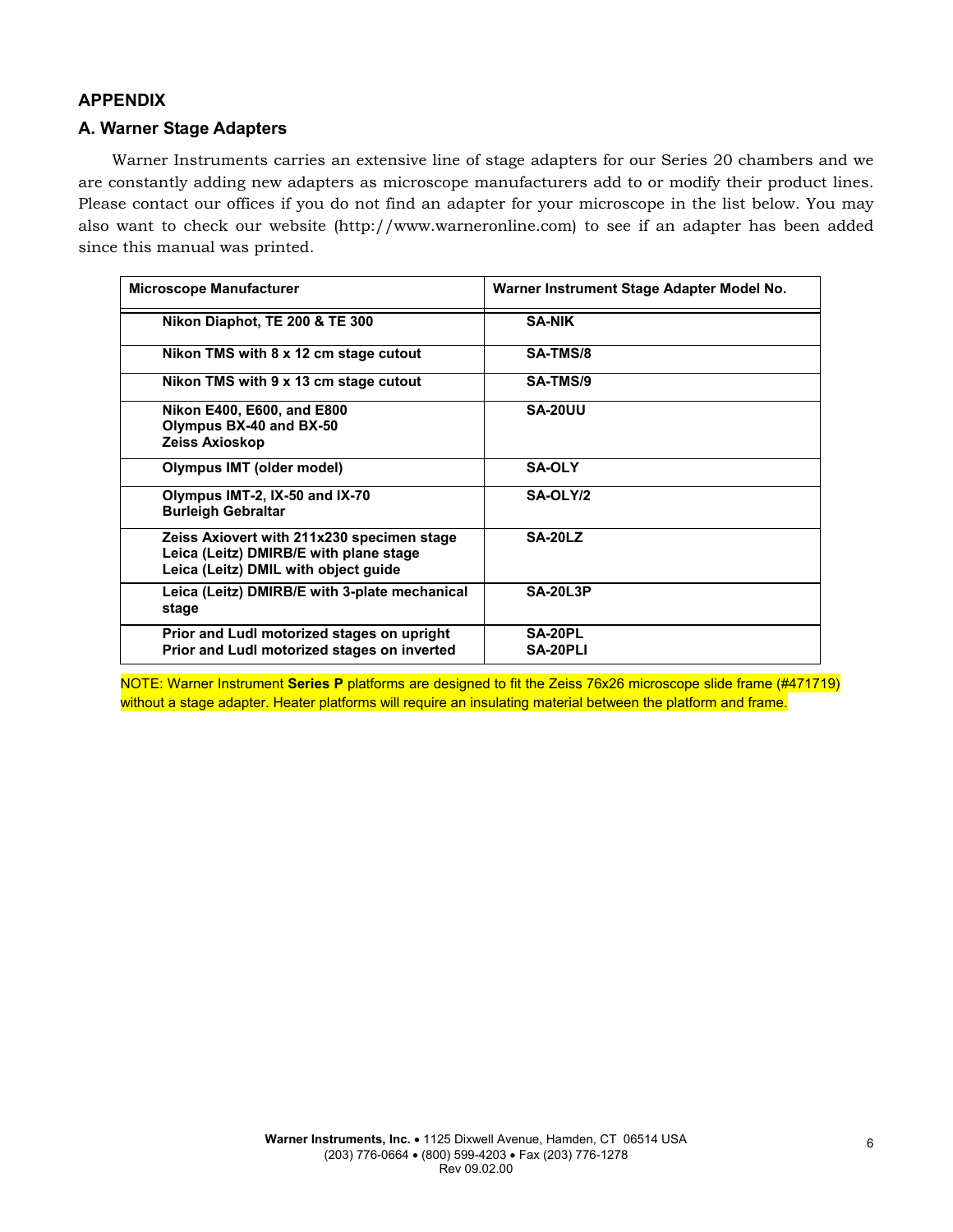## APPENDIX

### A. Warner Stage Adapters

Warner Instruments carries an extensive line of stage adapters for our Series 20 chambers and we are constantly adding new adapters as microscope manufacturers add to or modify their product lines. Please contact our offices if you do not find an adapter for your microscope in the list below. You may also want to check our website (http://www.warneronline.com) to see if an adapter has been added since this manual was printed.

| Microscope Manufacturer | Warner Instrument Stage Adapter Model No. |
|---|---|
| **Nikon Diaphot, TE 200 & TE 300** | **SA-NIK** |
| **Nikon TMS with 8 x 12 cm stage cutout** | **SA-TMS/8** |
| **Nikon TMS with 9 x 13 cm stage cutout** | **SA-TMS/9** |
| **Nikon E400, E600, and E800**<br>**Olympus BX-40 and BX-50**<br>**Zeiss Axioskop** | **SA-20UU** |
| **Olympus IMT (older model)** | **SA-OLY** |
| **Olympus IMT-2, IX-50 and IX-70**<br>**Burleigh Gebraltar** | **SA-OLY/2** |
| **Zeiss Axiovert with 211x230 specimen stage**<br>**Leica (Leitz) DMIRB/E with plane stage**<br>**Leica (Leitz) DMIL with object guide** | **SA-20LZ** |
| **Leica (Leitz) DMIRB/E with 3-plate mechanical stage** | **SA-20L3P** |
| **Prior and Ludl motorized stages on upright**<br>**Prior and Ludl motorized stages on inverted** | **SA-20PL**<br>**SA-20PLI** |

NOTE: Warner Instrument **Series P** platforms are designed to fit the Zeiss 76x26 microscope slide frame (#471719) without a stage adapter. Heater platforms will require an insulating material between the platform and frame.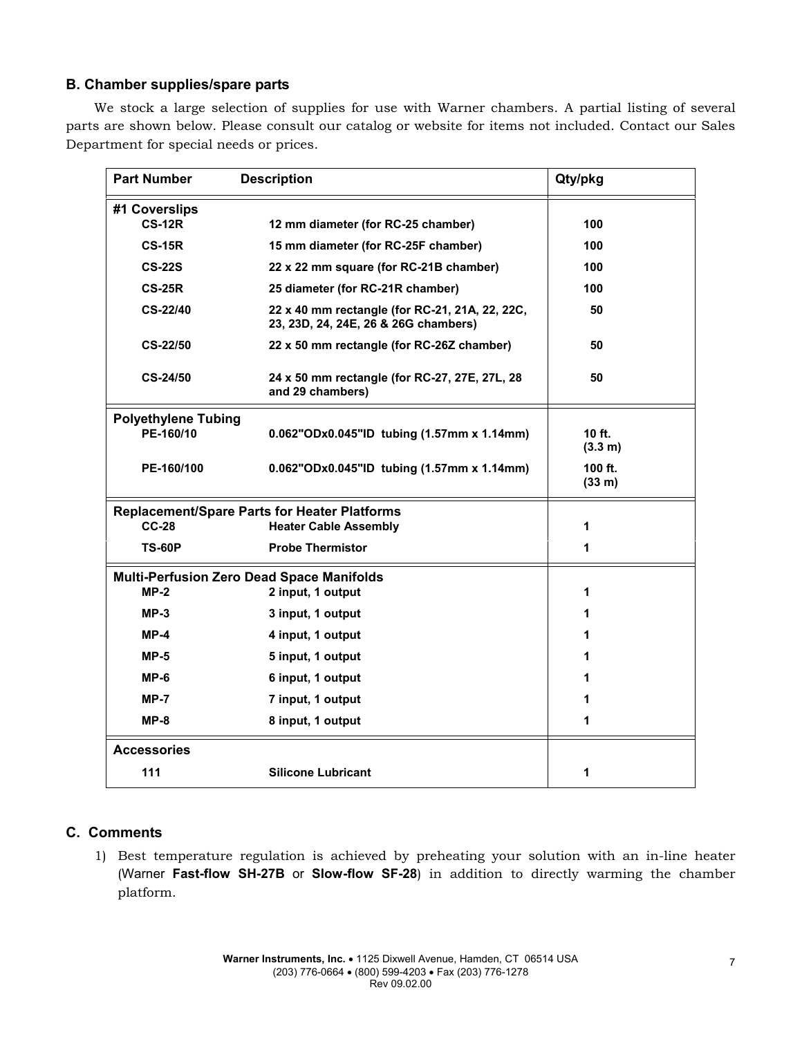### B. Chamber supplies/spare parts

We stock a large selection of supplies for use with Warner chambers. A partial listing of several parts are shown below. Please consult our catalog or website for items not included. Contact our Sales Department for special needs or prices.

| Part Number | Description | Qty/pkg |
|---|---|---|
| **#1 Coverslips** | | |
| **CS-12R** | **12 mm diameter (for RC-25 chamber)** | **100** |
| **CS-15R** | **15 mm diameter (for RC-25F chamber)** | **100** |
| **CS-22S** | **22 x 22 mm square (for RC-21B chamber)** | **100** |
| **CS-25R** | **25 diameter (for RC-21R chamber)** | **100** |
| **CS-22/40** | **22 x 40 mm rectangle (for RC-21, 21A, 22, 22C, 23, 23D, 24, 24E, 26 & 26G chambers)** | **50** |
| **CS-22/50** | **22 x 50 mm rectangle (for RC-26Z chamber)** | **50** |
| **CS-24/50** | **24 x 50 mm rectangle (for RC-27, 27E, 27L, 28 and 29 chambers)** | **50** |
| **Polyethylene Tubing** | | |
| **PE-160/10** | **0.062"ODx0.045"ID tubing (1.57mm x 1.14mm)** | **10 ft. (3.3 m)** |
| **PE-160/100** | **0.062"ODx0.045"ID tubing (1.57mm x 1.14mm)** | **100 ft. (33 m)** |
| **Replacement/Spare Parts for Heater Platforms** | | |
| **CC-28** | **Heater Cable Assembly** | **1** |
| **TS-60P** | **Probe Thermistor** | **1** |
| **Multi-Perfusion Zero Dead Space Manifolds** | | |
| **MP-2** | **2 input, 1 output** | **1** |
| **MP-3** | **3 input, 1 output** | **1** |
| **MP-4** | **4 input, 1 output** | **1** |
| **MP-5** | **5 input, 1 output** | **1** |
| **MP-6** | **6 input, 1 output** | **1** |
| **MP-7** | **7 input, 1 output** | **1** |
| **MP-8** | **8 input, 1 output** | **1** |
| **Accessories** | | |
| **111** | **Silicone Lubricant** | **1** |

### C. Comments

1) Best temperature regulation is achieved by preheating your solution with an in-line heater (Warner **Fast-flow SH-27B** or **Slow-flow SF-28**) in addition to directly warming the chamber platform.